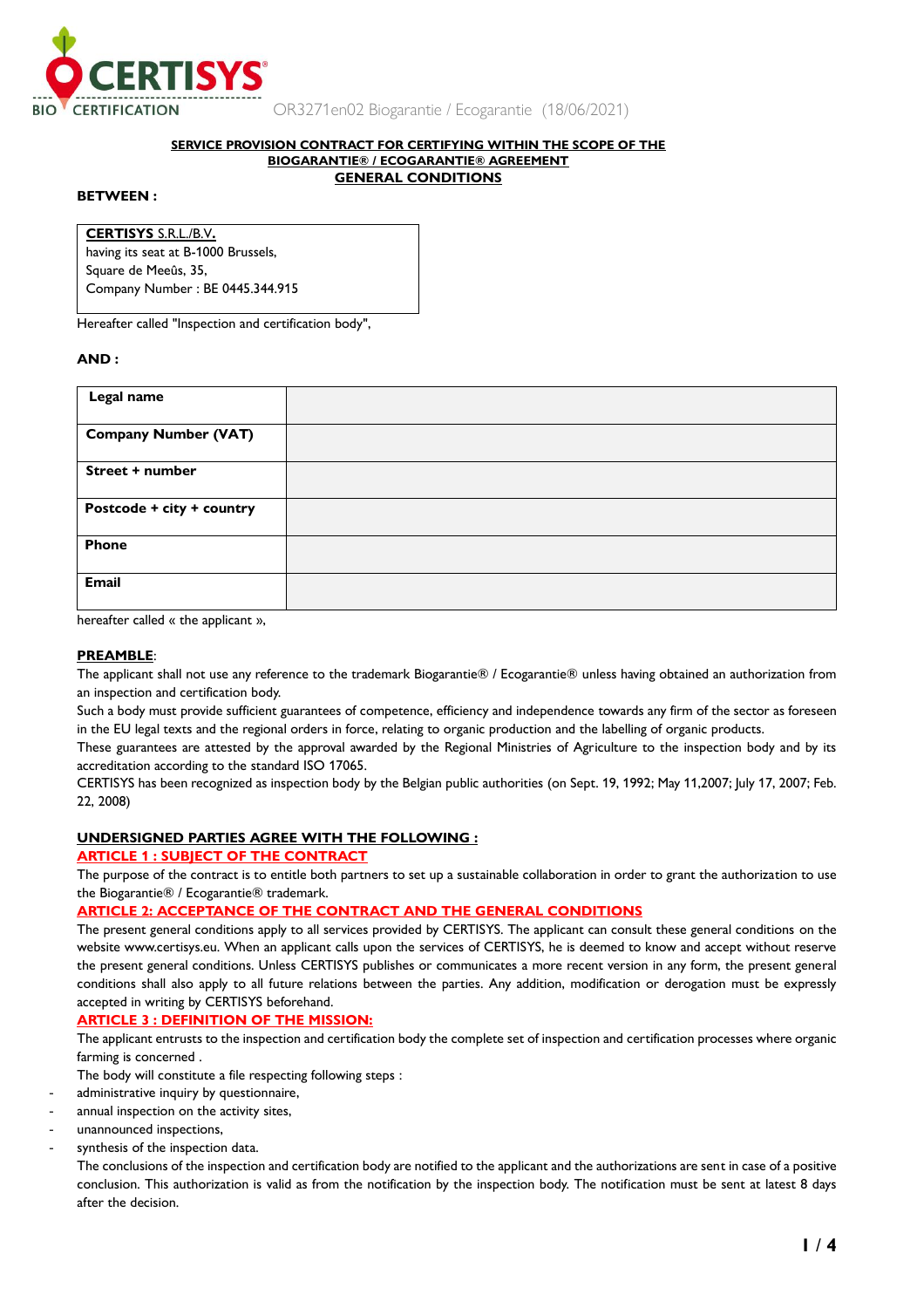OR3271en02 Biogarantie / Ecogarantie (18/06/2021)

**SERVICE PROVISION CONTRACT FOR CERTIFYING WITHIN THE SCOPE OF THE BIOGARANTIE® / ECOGARANTIE® AGREEMENT**

**GENERAL CONDITIONS**

**BETWEEN :**

**CERTISYS** S.R.L./B.V.
having its seat at B-1000 Brussels,
Square de Meeûs, 35,
Company Number : BE 0445.344.915

Hereafter called "Inspection and certification body",

**AND :**

| **Legal name** | |
|---|---|
| **Company Number (VAT)** | |
| **Street + number** | |
| **Postcode + city + country** | |
| **Phone** | |
| **Email** | |

hereafter called « the applicant »,

**PREAMBLE**:

The applicant shall not use any reference to the trademark Biogarantie® / Ecogarantie® unless having obtained an authorization from an inspection and certification body.

Such a body must provide sufficient guarantees of competence, efficiency and independence towards any firm of the sector as foreseen in the EU legal texts and the regional orders in force, relating to organic production and the labelling of organic products.

These guarantees are attested by the approval awarded by the Regional Ministries of Agriculture to the inspection body and by its accreditation according to the standard ISO 17065.

CERTISYS has been recognized as inspection body by the Belgian public authorities (on Sept. 19, 1992; May 11,2007; July 17, 2007; Feb. 22, 2008)

**UNDERSIGNED PARTIES AGREE WITH THE FOLLOWING :**

## ARTICLE 1 : SUBJECT OF THE CONTRACT

The purpose of the contract is to entitle both partners to set up a sustainable collaboration in order to grant the authorization to use the Biogarantie® / Ecogarantie® trademark.

## ARTICLE 2: ACCEPTANCE OF THE CONTRACT AND THE GENERAL CONDITIONS

The present general conditions apply to all services provided by CERTISYS. The applicant can consult these general conditions on the website www.certisys.eu. When an applicant calls upon the services of CERTISYS, he is deemed to know and accept without reserve the present general conditions. Unless CERTISYS publishes or communicates a more recent version in any form, the present general conditions shall also apply to all future relations between the parties. Any addition, modification or derogation must be expressly accepted in writing by CERTISYS beforehand.

## ARTICLE 3 : DEFINITION OF THE MISSION:

The applicant entrusts to the inspection and certification body the complete set of inspection and certification processes where organic farming is concerned .

The body will constitute a file respecting following steps :

- administrative inquiry by questionnaire,
- annual inspection on the activity sites,
- unannounced inspections,
- synthesis of the inspection data.

The conclusions of the inspection and certification body are notified to the applicant and the authorizations are sent in case of a positive conclusion. This authorization is valid as from the notification by the inspection body. The notification must be sent at latest 8 days after the decision.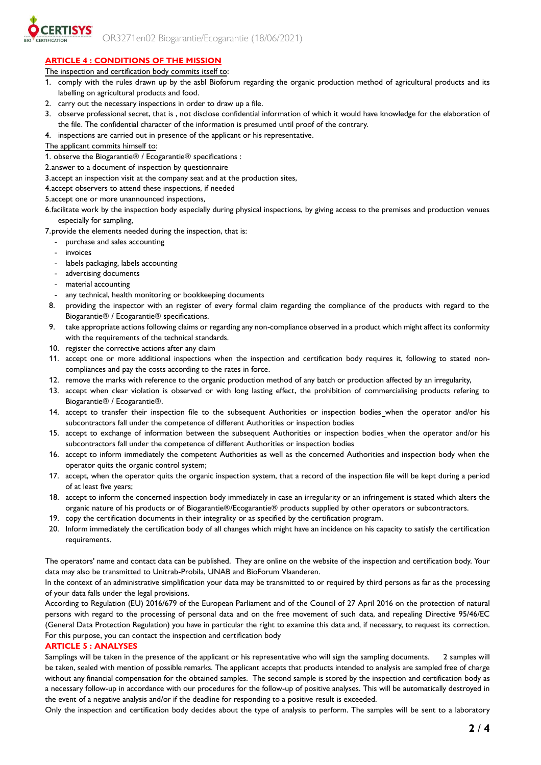## ARTICLE 4 : CONDITIONS OF THE MISSION

The inspection and certification body commits itself to:

1. comply with the rules drawn up by the asbl Bioforum regarding the organic production method of agricultural products and its labelling on agricultural products and food.
2. carry out the necessary inspections in order to draw up a file.
3. observe professional secret, that is , not disclose confidential information of which it would have knowledge for the elaboration of the file. The confidential character of the information is presumed until proof of the contrary.
4. inspections are carried out in presence of the applicant or his representative.

The applicant commits himself to:

1. observe the Biogarantie® / Ecogarantie® specifications :
2. answer to a document of inspection by questionnaire
3. accept an inspection visit at the company seat and at the production sites,
4. accept observers to attend these inspections, if needed
5. accept one or more unannounced inspections,
6. facilitate work by the inspection body especially during physical inspections, by giving access to the premises and production venues especially for sampling,
7. provide the elements needed during the inspection, that is:
   - purchase and sales accounting
   - invoices
   - labels packaging, labels accounting
   - advertising documents
   - material accounting
   - any technical, health monitoring or bookkeeping documents
8. providing the inspector with an register of every formal claim regarding the compliance of the products with regard to the Biogarantie® / Ecogarantie® specifications.
9. take appropriate actions following claims or regarding any non-compliance observed in a product which might affect its conformity with the requirements of the technical standards.
10. register the corrective actions after any claim
11. accept one or more additional inspections when the inspection and certification body requires it, following to stated non-compliances and pay the costs according to the rates in force.
12. remove the marks with reference to the organic production method of any batch or production affected by an irregularity,
13. accept when clear violation is observed or with long lasting effect, the prohibition of commercialising products refering to Biogarantie® / Ecogarantie®.
14. accept to transfer their inspection file to the subsequent Authorities or inspection bodies when the operator and/or his subcontractors fall under the competence of different Authorities or inspection bodies
15. accept to exchange of information between the subsequent Authorities or inspection bodies when the operator and/or his subcontractors fall under the competence of different Authorities or inspection bodies
16. accept to inform immediately the competent Authorities as well as the concerned Authorities and inspection body when the operator quits the organic control system;
17. accept, when the operator quits the organic inspection system, that a record of the inspection file will be kept during a period of at least five years;
18. accept to inform the concerned inspection body immediately in case an irregularity or an infringement is stated which alters the organic nature of his products or of Biogarantie®/Ecogarantie® products supplied by other operators or subcontractors.
19. copy the certification documents in their integrity or as specified by the certification program.
20. Inform immediately the certification body of all changes which might have an incidence on his capacity to satisfy the certification requirements.

The operators' name and contact data can be published. They are online on the website of the inspection and certification body. Your data may also be transmitted to Unitrab-Probila, UNAB and BioForum Vlaanderen.

In the context of an administrative simplification your data may be transmitted to or required by third persons as far as the processing of your data falls under the legal provisions.

According to Regulation (EU) 2016/679 of the European Parliament and of the Council of 27 April 2016 on the protection of natural persons with regard to the processing of personal data and on the free movement of such data, and repealing Directive 95/46/EC (General Data Protection Regulation) you have in particular the right to examine this data and, if necessary, to request its correction. For this purpose, you can contact the inspection and certification body

## ARTICLE 5 : ANALYSES

Samplings will be taken in the presence of the applicant or his representative who will sign the sampling documents. 2 samples will be taken, sealed with mention of possible remarks. The applicant accepts that products intended to analysis are sampled free of charge without any financial compensation for the obtained samples. The second sample is stored by the inspection and certification body as a necessary follow-up in accordance with our procedures for the follow-up of positive analyses. This will be automatically destroyed in the event of a negative analysis and/or if the deadline for responding to a positive result is exceeded.

Only the inspection and certification body decides about the type of analysis to perform. The samples will be sent to a laboratory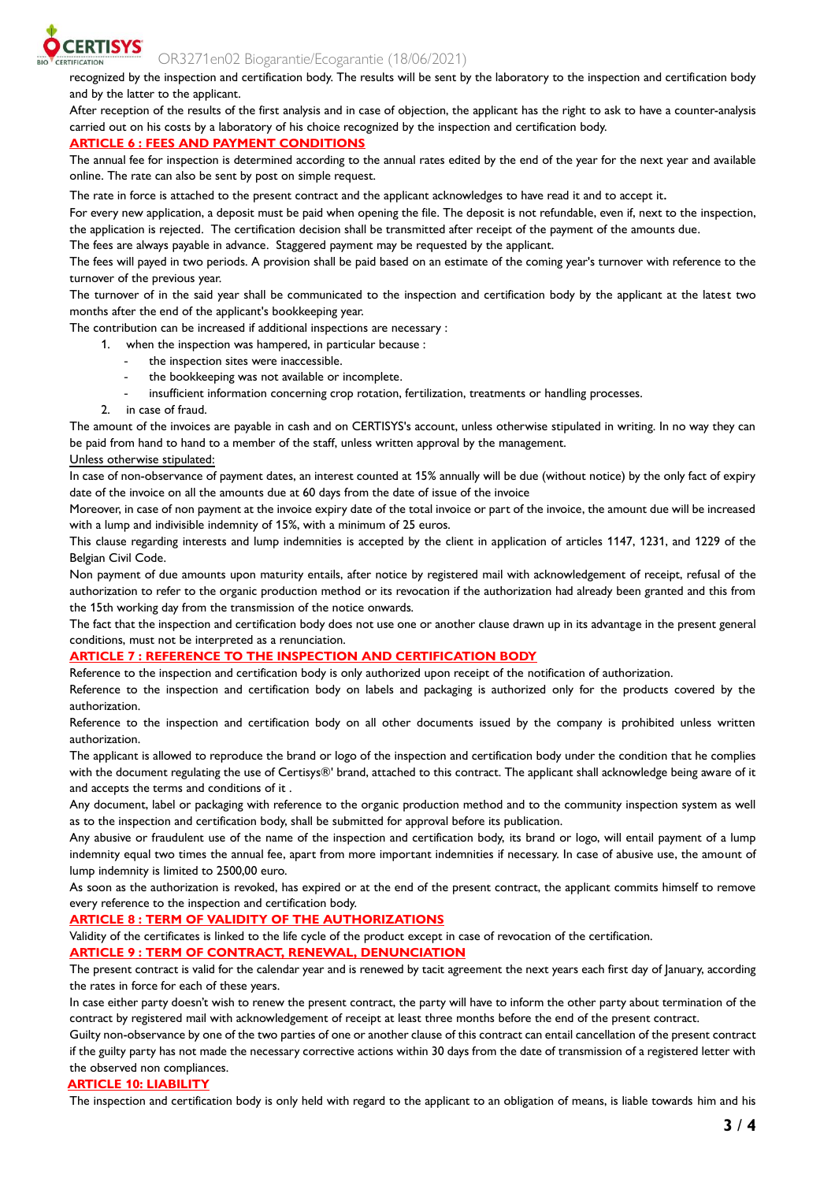recognized by the inspection and certification body. The results will be sent by the laboratory to the inspection and certification body and by the latter to the applicant.

After reception of the results of the first analysis and in case of objection, the applicant has the right to ask to have a counter-analysis carried out on his costs by a laboratory of his choice recognized by the inspection and certification body.

## ARTICLE 6 : FEES AND PAYMENT CONDITIONS

The annual fee for inspection is determined according to the annual rates edited by the end of the year for the next year and available online. The rate can also be sent by post on simple request.

The rate in force is attached to the present contract and the applicant acknowledges to have read it and to accept it.

For every new application, a deposit must be paid when opening the file. The deposit is not refundable, even if, next to the inspection, the application is rejected. The certification decision shall be transmitted after receipt of the payment of the amounts due.

The fees are always payable in advance. Staggered payment may be requested by the applicant.

The fees will payed in two periods. A provision shall be paid based on an estimate of the coming year's turnover with reference to the turnover of the previous year.

The turnover of in the said year shall be communicated to the inspection and certification body by the applicant at the latest two months after the end of the applicant's bookkeeping year.

The contribution can be increased if additional inspections are necessary :

1. when the inspection was hampered, in particular because :
   - the inspection sites were inaccessible.
   - the bookkeeping was not available or incomplete.
   - insufficient information concerning crop rotation, fertilization, treatments or handling processes.
2. in case of fraud.

The amount of the invoices are payable in cash and on CERTISYS's account, unless otherwise stipulated in writing. In no way they can be paid from hand to hand to a member of the staff, unless written approval by the management.

Unless otherwise stipulated:

In case of non-observance of payment dates, an interest counted at 15% annually will be due (without notice) by the only fact of expiry date of the invoice on all the amounts due at 60 days from the date of issue of the invoice

Moreover, in case of non payment at the invoice expiry date of the total invoice or part of the invoice, the amount due will be increased with a lump and indivisible indemnity of 15%, with a minimum of 25 euros.

This clause regarding interests and lump indemnities is accepted by the client in application of articles 1147, 1231, and 1229 of the Belgian Civil Code.

Non payment of due amounts upon maturity entails, after notice by registered mail with acknowledgement of receipt, refusal of the authorization to refer to the organic production method or its revocation if the authorization had already been granted and this from the 15th working day from the transmission of the notice onwards.

The fact that the inspection and certification body does not use one or another clause drawn up in its advantage in the present general conditions, must not be interpreted as a renunciation.

## ARTICLE 7 : REFERENCE TO THE INSPECTION AND CERTIFICATION BODY

Reference to the inspection and certification body is only authorized upon receipt of the notification of authorization.

Reference to the inspection and certification body on labels and packaging is authorized only for the products covered by the authorization.

Reference to the inspection and certification body on all other documents issued by the company is prohibited unless written authorization.

The applicant is allowed to reproduce the brand or logo of the inspection and certification body under the condition that he complies with the document regulating the use of Certisys®' brand, attached to this contract. The applicant shall acknowledge being aware of it and accepts the terms and conditions of it .

Any document, label or packaging with reference to the organic production method and to the community inspection system as well as to the inspection and certification body, shall be submitted for approval before its publication.

Any abusive or fraudulent use of the name of the inspection and certification body, its brand or logo, will entail payment of a lump indemnity equal two times the annual fee, apart from more important indemnities if necessary. In case of abusive use, the amount of lump indemnity is limited to 2500,00 euro.

As soon as the authorization is revoked, has expired or at the end of the present contract, the applicant commits himself to remove every reference to the inspection and certification body.

## ARTICLE 8 : TERM OF VALIDITY OF THE AUTHORIZATIONS

Validity of the certificates is linked to the life cycle of the product except in case of revocation of the certification.

## ARTICLE 9 : TERM OF CONTRACT, RENEWAL, DENUNCIATION

The present contract is valid for the calendar year and is renewed by tacit agreement the next years each first day of January, according the rates in force for each of these years.

In case either party doesn't wish to renew the present contract, the party will have to inform the other party about termination of the contract by registered mail with acknowledgement of receipt at least three months before the end of the present contract.

Guilty non-observance by one of the two parties of one or another clause of this contract can entail cancellation of the present contract if the guilty party has not made the necessary corrective actions within 30 days from the date of transmission of a registered letter with the observed non compliances.

## ARTICLE 10: LIABILITY

The inspection and certification body is only held with regard to the applicant to an obligation of means, is liable towards him and his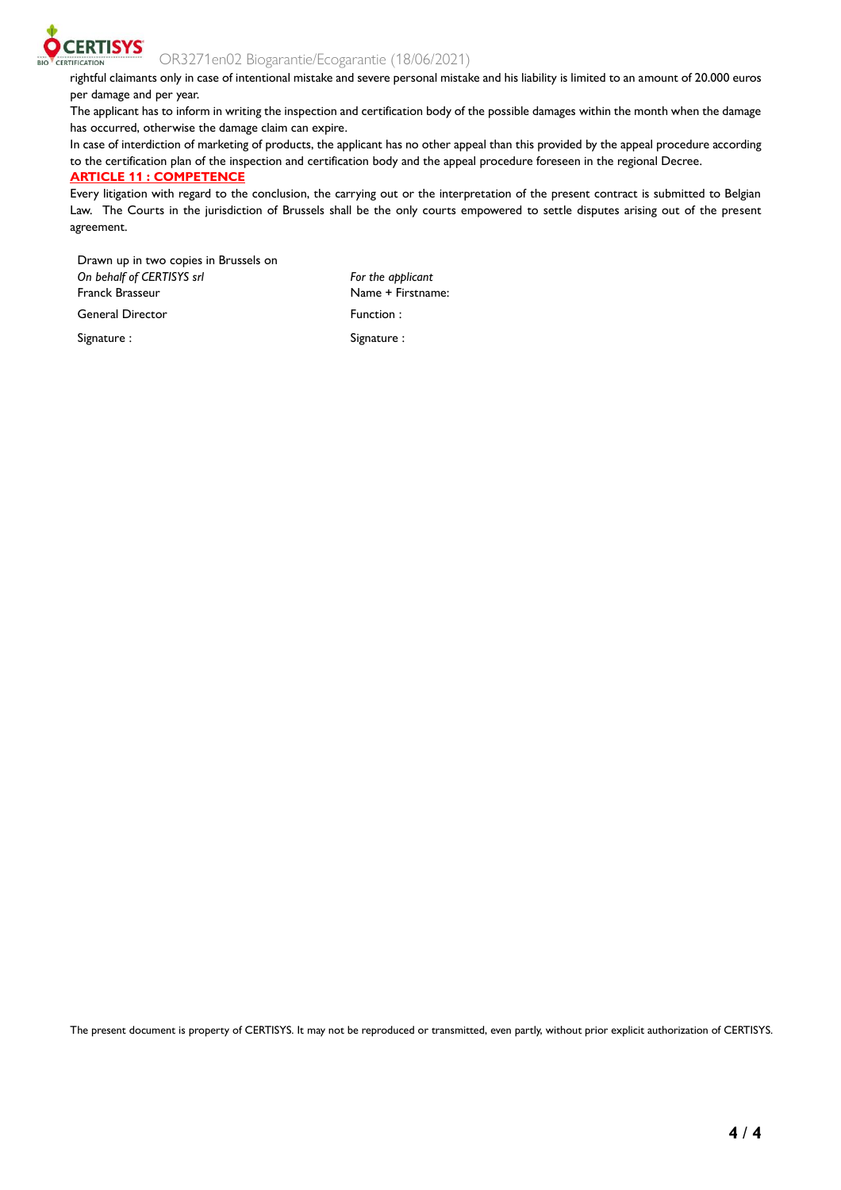rightful claimants only in case of intentional mistake and severe personal mistake and his liability is limited to an amount of 20.000 euros per damage and per year.

The applicant has to inform in writing the inspection and certification body of the possible damages within the month when the damage has occurred, otherwise the damage claim can expire.

In case of interdiction of marketing of products, the applicant has no other appeal than this provided by the appeal procedure according to the certification plan of the inspection and certification body and the appeal procedure foreseen in the regional Decree.

## ARTICLE 11 : COMPETENCE

Every litigation with regard to the conclusion, the carrying out or the interpretation of the present contract is submitted to Belgian Law. The Courts in the jurisdiction of Brussels shall be the only courts empowered to settle disputes arising out of the present agreement.

Drawn up in two copies in Brussels on

| | |
|---|---|
| *On behalf of CERTISYS srl* | *For the applicant* |
| Franck Brasseur | Name + Firstname: |
| General Director | Function : |
| Signature : | Signature : |

The present document is property of CERTISYS. It may not be reproduced or transmitted, even partly, without prior explicit authorization of CERTISYS.